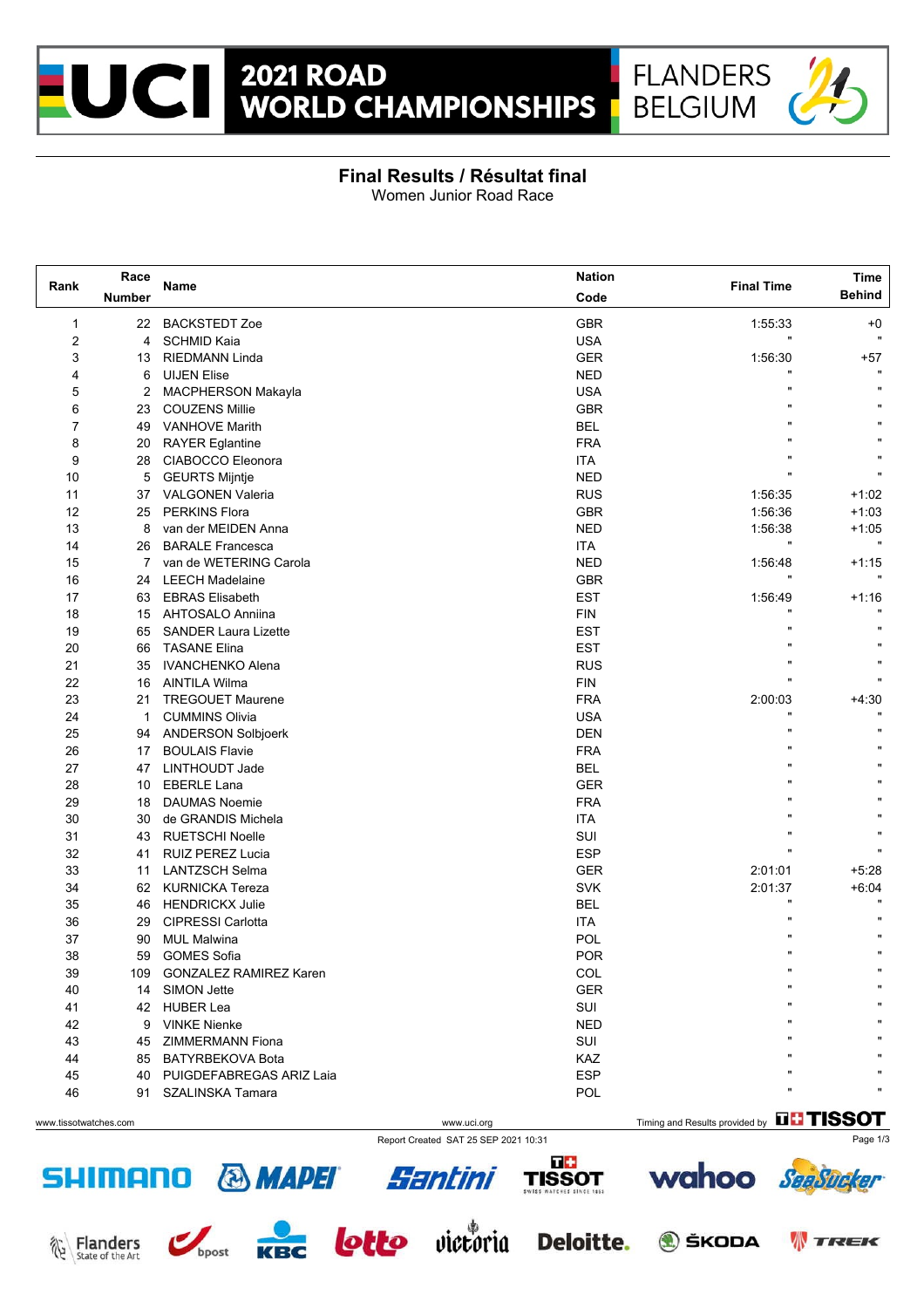# 2021 ROAD WORLD CHAMPIONSHIPS

FLANDERS BELGIUM

## Final Results / Résultat final

Women Junior Road Race

| Rank | Race Number | Name | Nation Code | Final Time | Time Behind |
|---|---|---|---|---|---|
| 1 | 22 | BACKSTEDT Zoe | GBR | 1:55:33 | +0 |
| 2 | 4 | SCHMID Kaia | USA | " | " |
| 3 | 13 | RIEDMANN Linda | GER | 1:56:30 | +57 |
| 4 | 6 | UIJEN Elise | NED | " | " |
| 5 | 2 | MACPHERSON Makayla | USA | " | " |
| 6 | 23 | COUZENS Millie | GBR | " | " |
| 7 | 49 | VANHOVE Marith | BEL | " | " |
| 8 | 20 | RAYER Eglantine | FRA | " | " |
| 9 | 28 | CIABOCCO Eleonora | ITA | " | " |
| 10 | 5 | GEURTS Mijntje | NED | " | " |
| 11 | 37 | VALGONEN Valeria | RUS | 1:56:35 | +1:02 |
| 12 | 25 | PERKINS Flora | GBR | 1:56:36 | +1:03 |
| 13 | 8 | van der MEIDEN Anna | NED | 1:56:38 | +1:05 |
| 14 | 26 | BARALE Francesca | ITA | " | " |
| 15 | 7 | van de WETERING Carola | NED | 1:56:48 | +1:15 |
| 16 | 24 | LEECH Madelaine | GBR | " | " |
| 17 | 63 | EBRAS Elisabeth | EST | 1:56:49 | +1:16 |
| 18 | 15 | AHTOSALO Anniina | FIN | " | " |
| 19 | 65 | SANDER Laura Lizette | EST | " | " |
| 20 | 66 | TASANE Elina | EST | " | " |
| 21 | 35 | IVANCHENKO Alena | RUS | " | " |
| 22 | 16 | AINTILA Wilma | FIN | " | " |
| 23 | 21 | TREGOUET Maurene | FRA | 2:00:03 | +4:30 |
| 24 | 1 | CUMMINS Olivia | USA | " | " |
| 25 | 94 | ANDERSON Solbjoerk | DEN | " | " |
| 26 | 17 | BOULAIS Flavie | FRA | " | " |
| 27 | 47 | LINTHOUDT Jade | BEL | " | " |
| 28 | 10 | EBERLE Lana | GER | " | " |
| 29 | 18 | DAUMAS Noemie | FRA | " | " |
| 30 | 30 | de GRANDIS Michela | ITA | " | " |
| 31 | 43 | RUETSCHI Noelle | SUI | " | " |
| 32 | 41 | RUIZ PEREZ Lucia | ESP | " | " |
| 33 | 11 | LANTZSCH Selma | GER | 2:01:01 | +5:28 |
| 34 | 62 | KURNICKA Tereza | SVK | 2:01:37 | +6:04 |
| 35 | 46 | HENDRICKX Julie | BEL | " | " |
| 36 | 29 | CIPRESSI Carlotta | ITA | " | " |
| 37 | 90 | MUL Malwina | POL | " | " |
| 38 | 59 | GOMES Sofia | POR | " | " |
| 39 | 109 | GONZALEZ RAMIREZ Karen | COL | " | " |
| 40 | 14 | SIMON Jette | GER | " | " |
| 41 | 42 | HUBER Lea | SUI | " | " |
| 42 | 9 | VINKE Nienke | NED | " | " |
| 43 | 45 | ZIMMERMANN Fiona | SUI | " | " |
| 44 | 85 | BATYRBEKOVA Bota | KAZ | " | " |
| 45 | 40 | PUIGDEFABREGAS ARIZ Laia | ESP | " | " |
| 46 | 91 | SZALINSKA Tamara | POL | " | " |

www.tissotwatches.com www.uci.org Timing and Results provided by TISSOT

Report Created SAT 25 SEP 2021 10:31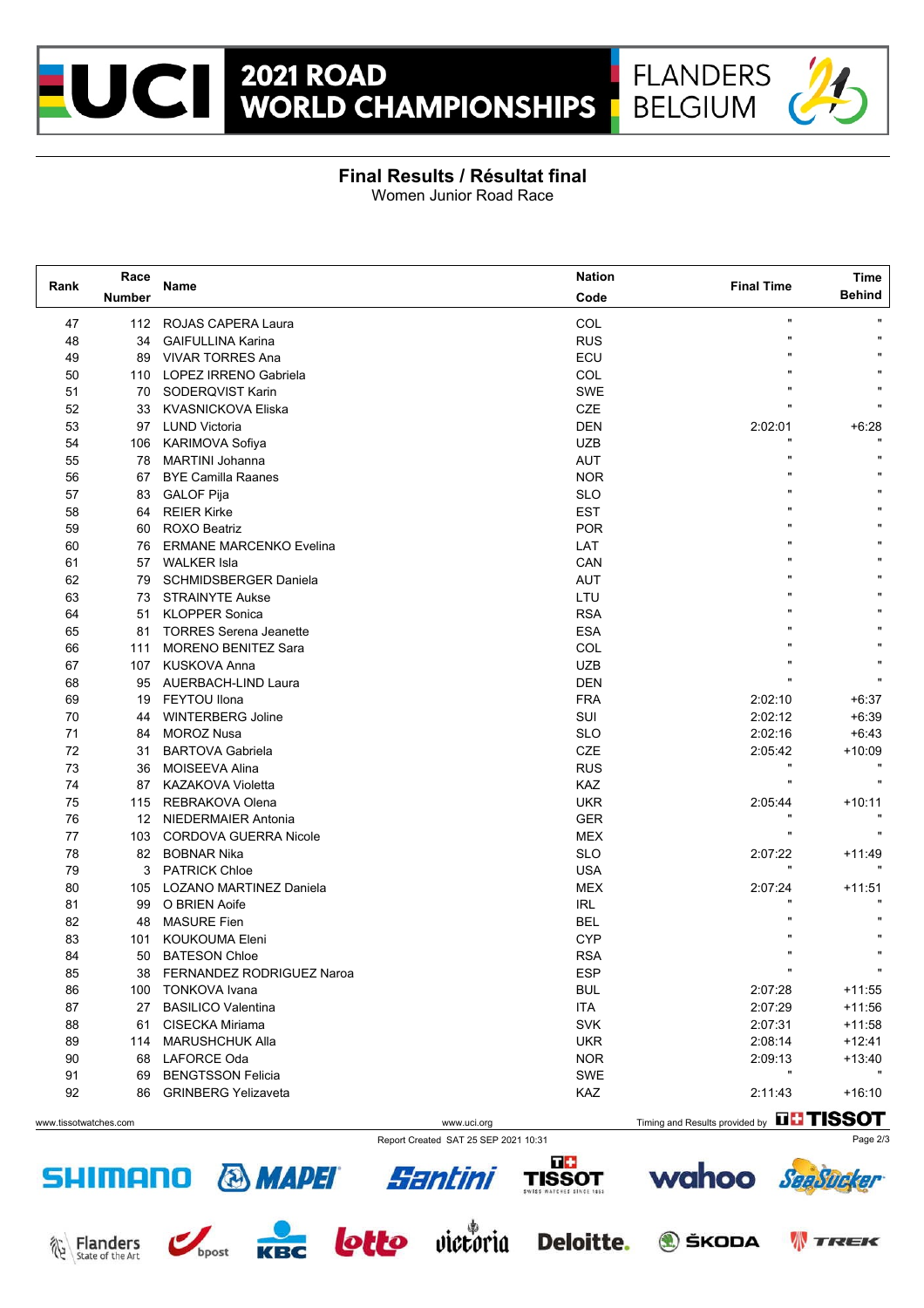## Final Results / Résultat final

Women Junior Road Race

| Rank | Race Number | Name | Nation Code | Final Time | Time Behind |
|---|---|---|---|---|---|
| 47 | 112 | ROJAS CAPERA Laura | COL | " | " |
| 48 | 34 | GAIFULLINA Karina | RUS | " | " |
| 49 | 89 | VIVAR TORRES Ana | ECU | " | " |
| 50 | 110 | LOPEZ IRRENO Gabriela | COL | " | " |
| 51 | 70 | SODERQVIST Karin | SWE | " | " |
| 52 | 33 | KVASNICKOVA Eliska | CZE | " | " |
| 53 | 97 | LUND Victoria | DEN | 2:02:01 | +6:28 |
| 54 | 106 | KARIMOVA Sofiya | UZB | " | " |
| 55 | 78 | MARTINI Johanna | AUT | " | " |
| 56 | 67 | BYE Camilla Raanes | NOR | " | " |
| 57 | 83 | GALOF Pija | SLO | " | " |
| 58 | 64 | REIER Kirke | EST | " | " |
| 59 | 60 | ROXO Beatriz | POR | " | " |
| 60 | 76 | ERMANE MARCENKO Evelina | LAT | " | " |
| 61 | 57 | WALKER Isla | CAN | " | " |
| 62 | 79 | SCHMIDSBERGER Daniela | AUT | " | " |
| 63 | 73 | STRAINYTE Aukse | LTU | " | " |
| 64 | 51 | KLOPPER Sonica | RSA | " | " |
| 65 | 81 | TORRES Serena Jeanette | ESA | " | " |
| 66 | 111 | MORENO BENITEZ Sara | COL | " | " |
| 67 | 107 | KUSKOVA Anna | UZB | " | " |
| 68 | 95 | AUERBACH-LIND Laura | DEN | " | " |
| 69 | 19 | FEYTOU Ilona | FRA | 2:02:10 | +6:37 |
| 70 | 44 | WINTERBERG Joline | SUI | 2:02:12 | +6:39 |
| 71 | 84 | MOROZ Nusa | SLO | 2:02:16 | +6:43 |
| 72 | 31 | BARTOVA Gabriela | CZE | 2:05:42 | +10:09 |
| 73 | 36 | MOISEEVA Alina | RUS | " | " |
| 74 | 87 | KAZAKOVA Violetta | KAZ | " | " |
| 75 | 115 | REBRAKOVA Olena | UKR | 2:05:44 | +10:11 |
| 76 | 12 | NIEDERMAIER Antonia | GER | " | " |
| 77 | 103 | CORDOVA GUERRA Nicole | MEX | " | " |
| 78 | 82 | BOBNAR Nika | SLO | 2:07:22 | +11:49 |
| 79 | 3 | PATRICK Chloe | USA | " | " |
| 80 | 105 | LOZANO MARTINEZ Daniela | MEX | 2:07:24 | +11:51 |
| 81 | 99 | O BRIEN Aoife | IRL | " | " |
| 82 | 48 | MASURE Fien | BEL | " | " |
| 83 | 101 | KOUKOUMA Eleni | CYP | " | " |
| 84 | 50 | BATESON Chloe | RSA | " | " |
| 85 | 38 | FERNANDEZ RODRIGUEZ Naroa | ESP | " | " |
| 86 | 100 | TONKOVA Ivana | BUL | 2:07:28 | +11:55 |
| 87 | 27 | BASILICO Valentina | ITA | 2:07:29 | +11:56 |
| 88 | 61 | CISECKA Miriama | SVK | 2:07:31 | +11:58 |
| 89 | 114 | MARUSHCHUK Alla | UKR | 2:08:14 | +12:41 |
| 90 | 68 | LAFORCE Oda | NOR | 2:09:13 | +13:40 |
| 91 | 69 | BENGTSSON Felicia | SWE | " | " |
| 92 | 86 | GRINBERG Yelizaveta | KAZ | 2:11:43 | +16:10 |

Report Created SAT 25 SEP 2021 10:31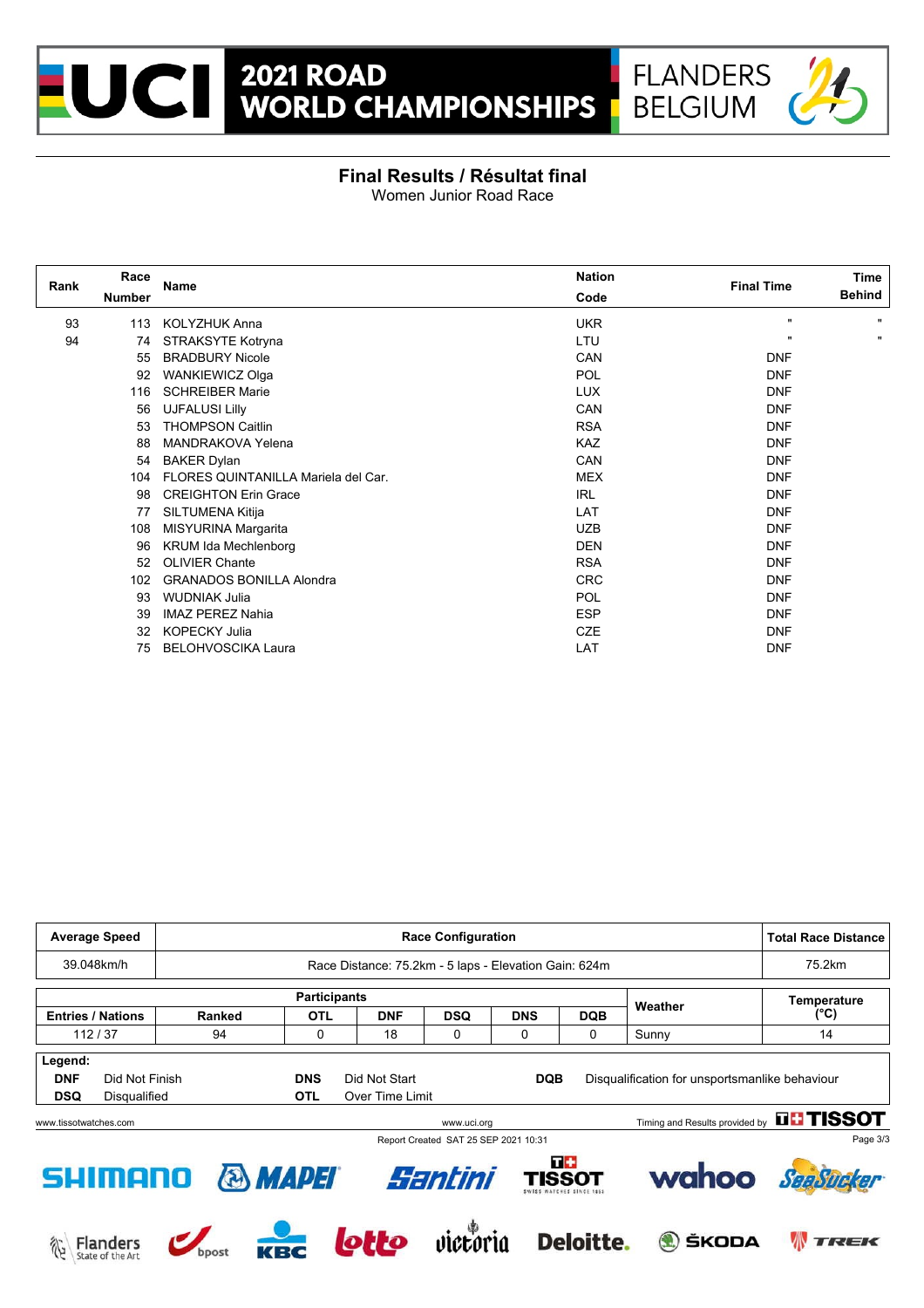## Final Results / Résultat final

Women Junior Road Race

| Rank | Race Number | Name | Nation Code | Final Time | Time Behind |
|---|---|---|---|---|---|
| 93 | 113 | KOLYZHUK Anna | UKR | " | " |
| 94 | 74 | STRAKSYTE Kotryna | LTU | " | " |
| | 55 | BRADBURY Nicole | CAN | DNF | |
| | 92 | WANKIEWICZ Olga | POL | DNF | |
| | 116 | SCHREIBER Marie | LUX | DNF | |
| | 56 | UJFALUSI Lilly | CAN | DNF | |
| | 53 | THOMPSON Caitlin | RSA | DNF | |
| | 88 | MANDRAKOVA Yelena | KAZ | DNF | |
| | 54 | BAKER Dylan | CAN | DNF | |
| | 104 | FLORES QUINTANILLA Mariela del Car. | MEX | DNF | |
| | 98 | CREIGHTON Erin Grace | IRL | DNF | |
| | 77 | SILTUMENA Kitija | LAT | DNF | |
| | 108 | MISYURINA Margarita | UZB | DNF | |
| | 96 | KRUM Ida Mechlenborg | DEN | DNF | |
| | 52 | OLIVIER Chante | RSA | DNF | |
| | 102 | GRANADOS BONILLA Alondra | CRC | DNF | |
| | 93 | WUDNIAK Julia | POL | DNF | |
| | 39 | IMAZ PEREZ Nahia | ESP | DNF | |
| | 32 | KOPECKY Julia | CZE | DNF | |
| | 75 | BELOHVOSCIKA Laura | LAT | DNF | |

| Average Speed | Race Configuration | Total Race Distance |
|---|---|---|
| 39.048km/h | Race Distance: 75.2km - 5 laps - Elevation Gain: 624m | 75.2km |

| Participants | | | | | | | Weather | Temperature (°C) |
|---|---|---|---|---|---|---|---|---|
| Entries / Nations | Ranked | OTL | DNF | DSQ | DNS | DQB | | |
| 112 / 37 | 94 | 0 | 18 | 0 | 0 | 0 | Sunny | 14 |

**Legend:**

- **DNF** Did Not Finish
- **DSQ** Disqualified
- **DNS** Did Not Start
- **OTL** Over Time Limit
- **DQB** Disqualification for unsportsmanlike behaviour

www.tissotwatches.com www.uci.org Timing and Results provided by TISSOT

Report Created SAT 25 SEP 2021 10:31